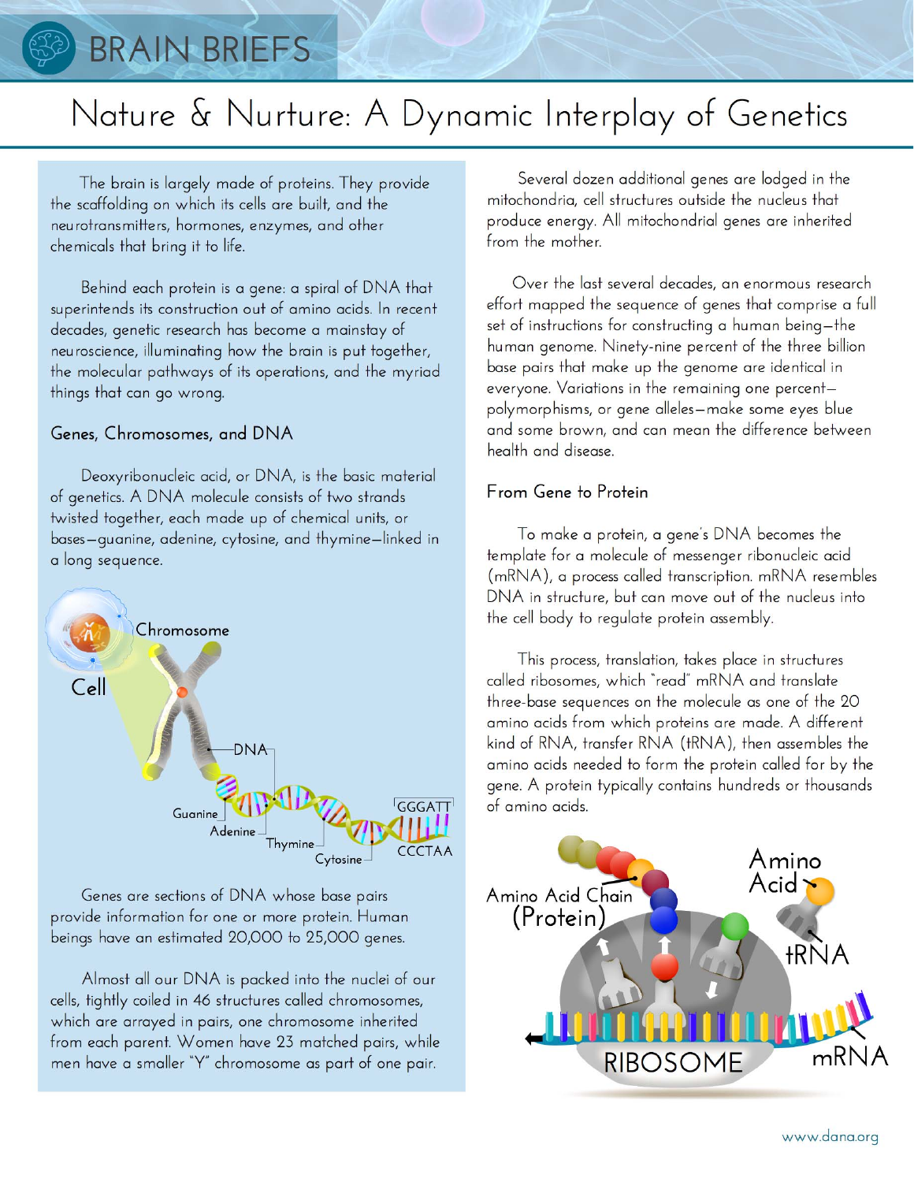# Nature & Nurture: A Dynamic Interplay of Genetics

The brain is largely made of proteins. They provide the scaffolding on which its cells are built, and the neurotransmitters, hormones, enzymes, and other chemicals that bring it to life.

Behind each protein is a gene: a spiral of DNA that superintends its construction out of amino acids. In recent decades, genetic research has become a mainstay of neuroscience, illuminating how the brain is put together, the molecular pathways of its operations, and the myriad things that can go wrong.

## Genes, Chromosomes, and DNA

Deoxyribonucleic acid, or DNA, is the basic material of genetics. A DNA molecule consists of two strands twisted together, each made up of chemical units, or bases—guanine, adenine, cytosine, and thymine—linked in a long sequence.

Genes are sections of DNA whose base pairs provide information for one or more protein. Human beings have an estimated 20,000 to 25,000 genes.

Almost all our DNA is packed into the nuclei of our cells, tightly coiled in 46 structures called chromosomes, which are arrayed in pairs, one chromosome inherited from each parent. Women have 23 matched pairs, while men have a smaller "Y" chromosome as part of one pair.

Several dozen additional genes are lodged in the mitochondria, cell structures outside the nucleus that produce energy. All mitochondrial genes are inherited from the mother.

Over the last several decades, an enormous research effort mapped the sequence of genes that comprise a full set of instructions for constructing a human being—the human genome. Ninety-nine percent of the three billion base pairs that make up the genome are identical in everyone. Variations in the remaining one percent—polymorphisms, or gene alleles—make some eyes blue and some brown, and can mean the difference between health and disease.

## From Gene to Protein

To make a protein, a gene's DNA becomes the template for a molecule of messenger ribonucleic acid (mRNA), a process called transcription. mRNA resembles DNA in structure, but can move out of the nucleus into the cell body to regulate protein assembly.

This process, translation, takes place in structures called ribosomes, which "read" mRNA and translate three-base sequences on the molecule as one of the 20 amino acids from which proteins are made. A different kind of RNA, transfer RNA (tRNA), then assembles the amino acids needed to form the protein called for by the gene. A protein typically contains hundreds or thousands of amino acids.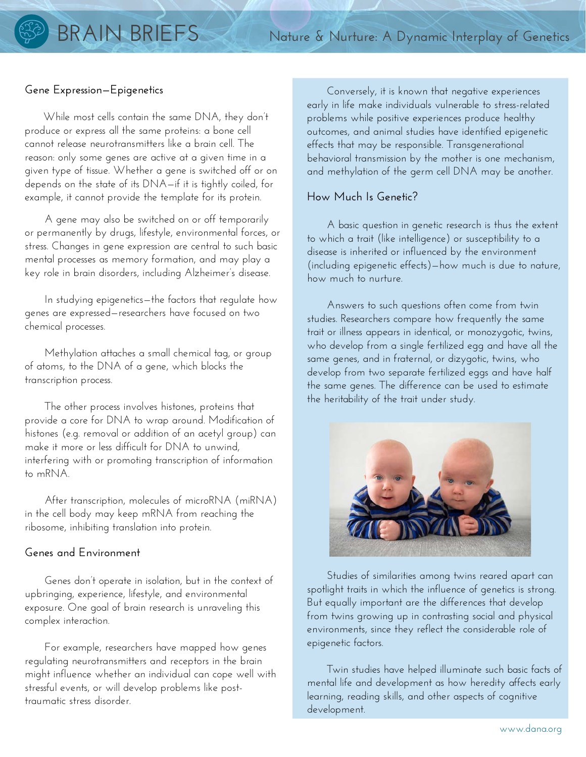## Gene Expression—Epigenetics

While most cells contain the same DNA, they don't produce or express all the same proteins: a bone cell cannot release neurotransmitters like a brain cell. The reason: only some genes are active at a given time in a given type of tissue. Whether a gene is switched off or on depends on the state of its DNA—if it is tightly coiled, for example, it cannot provide the template for its protein.

A gene may also be switched on or off temporarily or permanently by drugs, lifestyle, environmental forces, or stress. Changes in gene expression are central to such basic mental processes as memory formation, and may play a key role in brain disorders, including Alzheimer's disease.

In studying epigenetics—the factors that regulate how genes are expressed—researchers have focused on two chemical processes.

Methylation attaches a small chemical tag, or group of atoms, to the DNA of a gene, which blocks the transcription process.

The other process involves histones, proteins that provide a core for DNA to wrap around. Modification of histones (e.g. removal or addition of an acetyl group) can make it more or less difficult for DNA to unwind, interfering with or promoting transcription of information to mRNA.

After transcription, molecules of microRNA (miRNA) in the cell body may keep mRNA from reaching the ribosome, inhibiting translation into protein.

## Genes and Environment

Genes don't operate in isolation, but in the context of upbringing, experience, lifestyle, and environmental exposure. One goal of brain research is unraveling this complex interaction.

For example, researchers have mapped how genes regulating neurotransmitters and receptors in the brain might influence whether an individual can cope well with stressful events, or will develop problems like post-traumatic stress disorder.

Conversely, it is known that negative experiences early in life make individuals vulnerable to stress-related problems while positive experiences produce healthy outcomes, and animal studies have identified epigenetic effects that may be responsible. Transgenerational behavioral transmission by the mother is one mechanism, and methylation of the germ cell DNA may be another.

## How Much Is Genetic?

A basic question in genetic research is thus the extent to which a trait (like intelligence) or susceptibility to a disease is inherited or influenced by the environment (including epigenetic effects)—how much is due to nature, how much to nurture.

Answers to such questions often come from twin studies. Researchers compare how frequently the same trait or illness appears in identical, or monozygotic, twins, who develop from a single fertilized egg and have all the same genes, and in fraternal, or dizygotic, twins, who develop from two separate fertilized eggs and have half the same genes. The difference can be used to estimate the heritability of the trait under study.

Studies of similarities among twins reared apart can spotlight traits in which the influence of genetics is strong. But equally important are the differences that develop from twins growing up in contrasting social and physical environments, since they reflect the considerable role of epigenetic factors.

Twin studies have helped illuminate such basic facts of mental life and development as how heredity affects early learning, reading skills, and other aspects of cognitive development.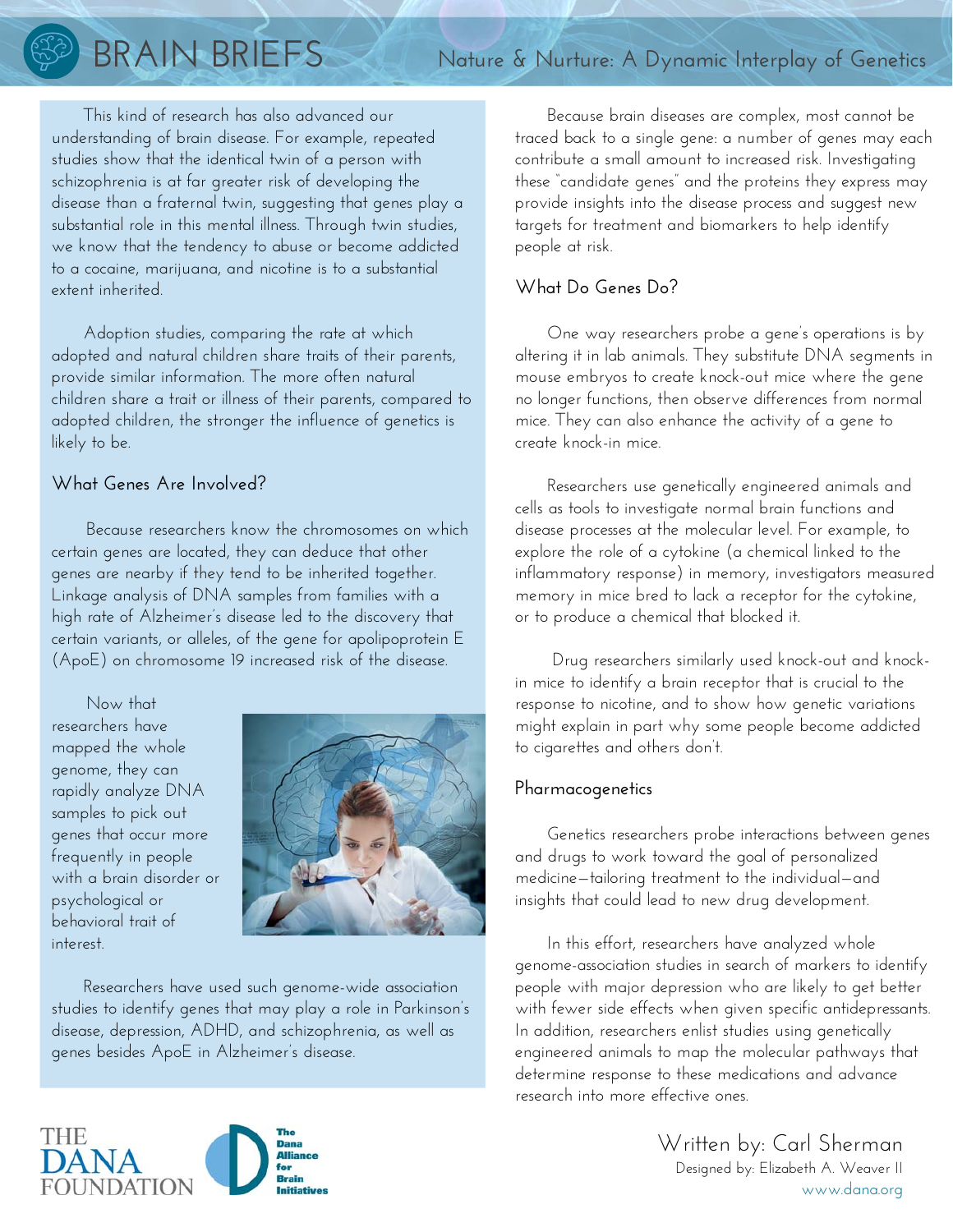This kind of research has also advanced our understanding of brain disease. For example, repeated studies show that the identical twin of a person with schizophrenia is at far greater risk of developing the disease than a fraternal twin, suggesting that genes play a substantial role in this mental illness. Through twin studies, we know that the tendency to abuse or become addicted to a cocaine, marijuana, and nicotine is to a substantial extent inherited.

Adoption studies, comparing the rate at which adopted and natural children share traits of their parents, provide similar information. The more often natural children share a trait or illness of their parents, compared to adopted children, the stronger the influence of genetics is likely to be.

## What Genes Are Involved?

Because researchers know the chromosomes on which certain genes are located, they can deduce that other genes are nearby if they tend to be inherited together. Linkage analysis of DNA samples from families with a high rate of Alzheimer's disease led to the discovery that certain variants, or alleles, of the gene for apolipoprotein E (ApoE) on chromosome 19 increased risk of the disease.

Now that researchers have mapped the whole genome, they can rapidly analyze DNA samples to pick out genes that occur more frequently in people with a brain disorder or psychological or behavioral trait of interest.

Researchers have used such genome-wide association studies to identify genes that may play a role in Parkinson's disease, depression, ADHD, and schizophrenia, as well as genes besides ApoE in Alzheimer's disease.

Because brain diseases are complex, most cannot be traced back to a single gene: a number of genes may each contribute a small amount to increased risk. Investigating these "candidate genes" and the proteins they express may provide insights into the disease process and suggest new targets for treatment and biomarkers to help identify people at risk.

## What Do Genes Do?

One way researchers probe a gene's operations is by altering it in lab animals. They substitute DNA segments in mouse embryos to create knock-out mice where the gene no longer functions, then observe differences from normal mice. They can also enhance the activity of a gene to create knock-in mice.

Researchers use genetically engineered animals and cells as tools to investigate normal brain functions and disease processes at the molecular level. For example, to explore the role of a cytokine (a chemical linked to the inflammatory response) in memory, investigators measured memory in mice bred to lack a receptor for the cytokine, or to produce a chemical that blocked it.

Drug researchers similarly used knock-out and knock-in mice to identify a brain receptor that is crucial to the response to nicotine, and to show how genetic variations might explain in part why some people become addicted to cigarettes and others don't.

## Pharmacogenetics

Genetics researchers probe interactions between genes and drugs to work toward the goal of personalized medicine—tailoring treatment to the individual—and insights that could lead to new drug development.

In this effort, researchers have analyzed whole genome-association studies in search of markers to identify people with major depression who are likely to get better with fewer side effects when given specific antidepressants. In addition, researchers enlist studies using genetically engineered animals to map the molecular pathways that determine response to these medications and advance research into more effective ones.

Written by: Carl Sherman

Designed by: Elizabeth A. Weaver II

www.dana.org